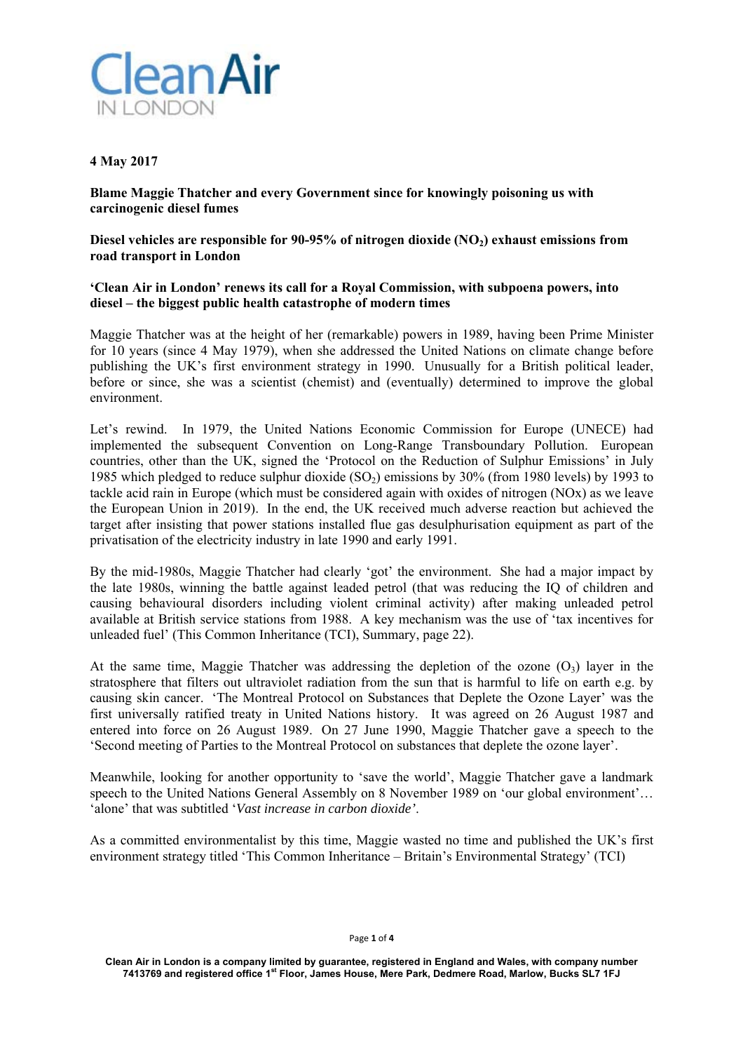Clean Air IN LONDON

**4 May 2017**

**Blame Maggie Thatcher and every Government since for knowingly poisoning us with carcinogenic diesel fumes**

**Diesel vehicles are responsible for 90-95% of nitrogen dioxide ($NO_2$) exhaust emissions from road transport in London**

**'Clean Air in London' renews its call for a Royal Commission, with subpoena powers, into diesel – the biggest public health catastrophe of modern times**

Maggie Thatcher was at the height of her (remarkable) powers in 1989, having been Prime Minister for 10 years (since 4 May 1979), when she addressed the United Nations on climate change before publishing the UK's first environment strategy in 1990. Unusually for a British political leader, before or since, she was a scientist (chemist) and (eventually) determined to improve the global environment.

Let's rewind. In 1979, the United Nations Economic Commission for Europe (UNECE) had implemented the subsequent Convention on Long-Range Transboundary Pollution. European countries, other than the UK, signed the 'Protocol on the Reduction of Sulphur Emissions' in July 1985 which pledged to reduce sulphur dioxide ($SO_2$) emissions by 30% (from 1980 levels) by 1993 to tackle acid rain in Europe (which must be considered again with oxides of nitrogen (NOx) as we leave the European Union in 2019). In the end, the UK received much adverse reaction but achieved the target after insisting that power stations installed flue gas desulphurisation equipment as part of the privatisation of the electricity industry in late 1990 and early 1991.

By the mid-1980s, Maggie Thatcher had clearly 'got' the environment. She had a major impact by the late 1980s, winning the battle against leaded petrol (that was reducing the IQ of children and causing behavioural disorders including violent criminal activity) after making unleaded petrol available at British service stations from 1988. A key mechanism was the use of 'tax incentives for unleaded fuel' (This Common Inheritance (TCI), Summary, page 22).

At the same time, Maggie Thatcher was addressing the depletion of the ozone ($O_3$) layer in the stratosphere that filters out ultraviolet radiation from the sun that is harmful to life on earth e.g. by causing skin cancer. 'The Montreal Protocol on Substances that Deplete the Ozone Layer' was the first universally ratified treaty in United Nations history. It was agreed on 26 August 1987 and entered into force on 26 August 1989. On 27 June 1990, Maggie Thatcher gave a speech to the 'Second meeting of Parties to the Montreal Protocol on substances that deplete the ozone layer'.

Meanwhile, looking for another opportunity to 'save the world', Maggie Thatcher gave a landmark speech to the United Nations General Assembly on 8 November 1989 on 'our global environment'… 'alone' that was subtitled '*Vast increase in carbon dioxide'*.

As a committed environmentalist by this time, Maggie wasted no time and published the UK's first environment strategy titled 'This Common Inheritance – Britain's Environmental Strategy' (TCI)

Clean Air in London is a company limited by guarantee, registered in England and Wales, with company number 7413769 and registered office 1st Floor, James House, Mere Park, Dedmere Road, Marlow, Bucks SL7 1FJ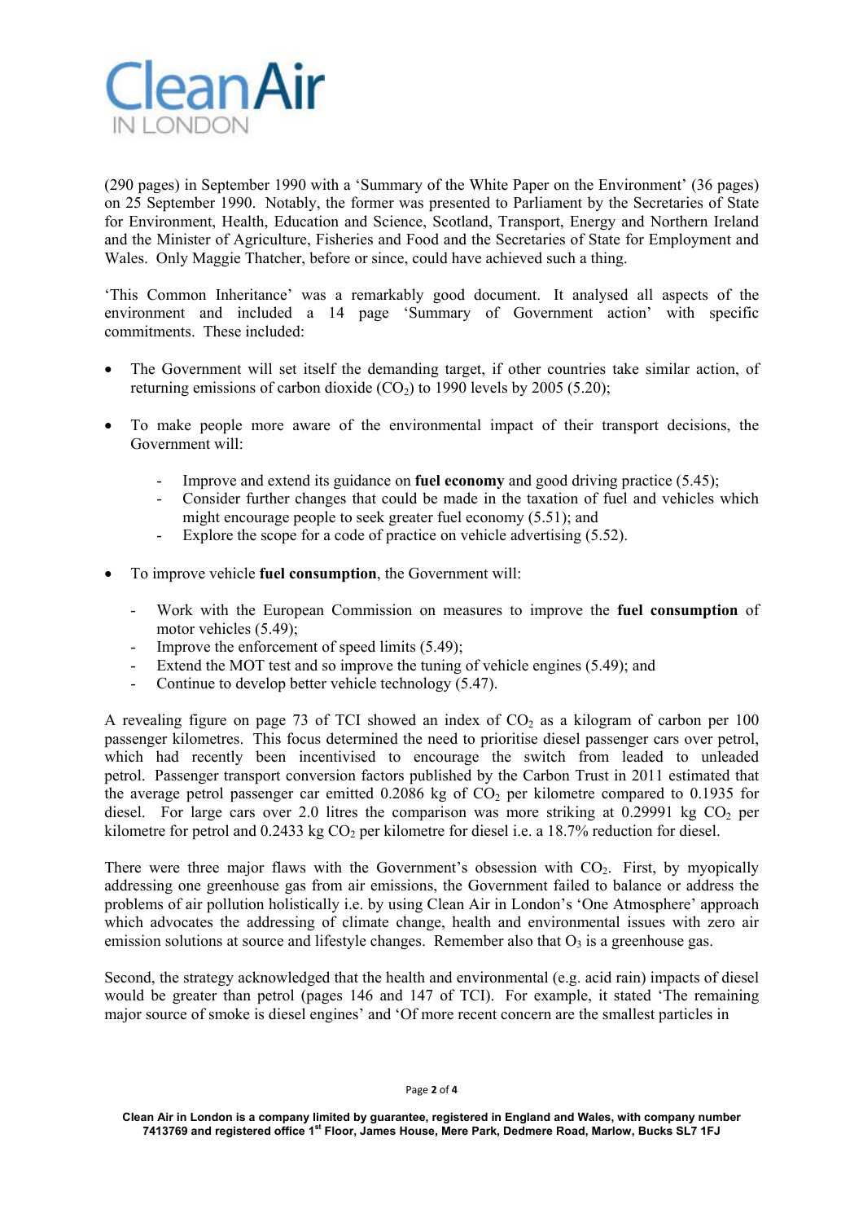(290 pages) in September 1990 with a 'Summary of the White Paper on the Environment' (36 pages) on 25 September 1990. Notably, the former was presented to Parliament by the Secretaries of State for Environment, Health, Education and Science, Scotland, Transport, Energy and Northern Ireland and the Minister of Agriculture, Fisheries and Food and the Secretaries of State for Employment and Wales. Only Maggie Thatcher, before or since, could have achieved such a thing.

'This Common Inheritance' was a remarkably good document. It analysed all aspects of the environment and included a 14 page 'Summary of Government action' with specific commitments. These included:

- The Government will set itself the demanding target, if other countries take similar action, of returning emissions of carbon dioxide ($CO_2$) to 1990 levels by 2005 (5.20);

- To make people more aware of the environmental impact of their transport decisions, the Government will:

    - Improve and extend its guidance on **fuel economy** and good driving practice (5.45);
    - Consider further changes that could be made in the taxation of fuel and vehicles which might encourage people to seek greater fuel economy (5.51); and
    - Explore the scope for a code of practice on vehicle advertising (5.52).

- To improve vehicle **fuel consumption**, the Government will:

    - Work with the European Commission on measures to improve the **fuel consumption** of motor vehicles (5.49);
    - Improve the enforcement of speed limits (5.49);
    - Extend the MOT test and so improve the tuning of vehicle engines (5.49); and
    - Continue to develop better vehicle technology (5.47).

A revealing figure on page 73 of TCI showed an index of $CO_2$ as a kilogram of carbon per 100 passenger kilometres. This focus determined the need to prioritise diesel passenger cars over petrol, which had recently been incentivised to encourage the switch from leaded to unleaded petrol. Passenger transport conversion factors published by the Carbon Trust in 2011 estimated that the average petrol passenger car emitted 0.2086 kg of $CO_2$ per kilometre compared to 0.1935 for diesel. For large cars over 2.0 litres the comparison was more striking at 0.29991 kg $CO_2$ per kilometre for petrol and 0.2433 kg $CO_2$ per kilometre for diesel i.e. a 18.7% reduction for diesel.

There were three major flaws with the Government's obsession with $CO_2$. First, by myopically addressing one greenhouse gas from air emissions, the Government failed to balance or address the problems of air pollution holistically i.e. by using Clean Air in London's 'One Atmosphere' approach which advocates the addressing of climate change, health and environmental issues with zero air emission solutions at source and lifestyle changes. Remember also that $O_3$ is a greenhouse gas.

Second, the strategy acknowledged that the health and environmental (e.g. acid rain) impacts of diesel would be greater than petrol (pages 146 and 147 of TCI). For example, it stated 'The remaining major source of smoke is diesel engines' and 'Of more recent concern are the smallest particles in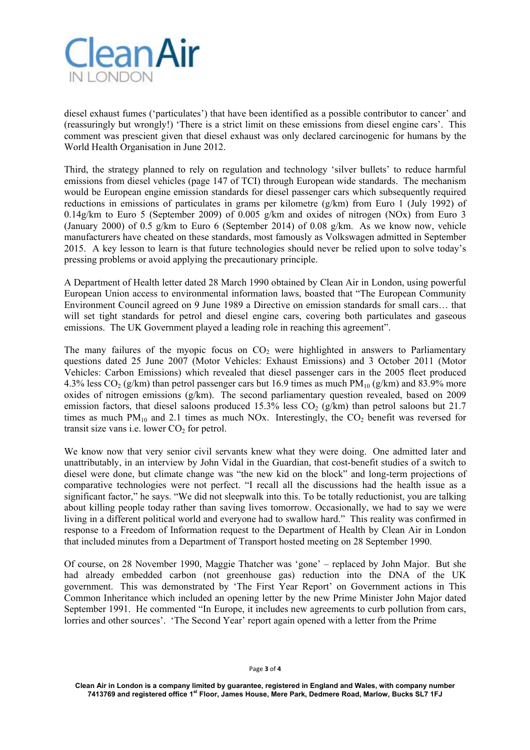diesel exhaust fumes ('particulates') that have been identified as a possible contributor to cancer' and (reassuringly but wrongly!) 'There is a strict limit on these emissions from diesel engine cars'. This comment was prescient given that diesel exhaust was only declared carcinogenic for humans by the World Health Organisation in June 2012.

Third, the strategy planned to rely on regulation and technology 'silver bullets' to reduce harmful emissions from diesel vehicles (page 147 of TCI) through European wide standards. The mechanism would be European engine emission standards for diesel passenger cars which subsequently required reductions in emissions of particulates in grams per kilometre (g/km) from Euro 1 (July 1992) of 0.14g/km to Euro 5 (September 2009) of 0.005 g/km and oxides of nitrogen (NOx) from Euro 3 (January 2000) of 0.5 g/km to Euro 6 (September 2014) of 0.08 g/km. As we know now, vehicle manufacturers have cheated on these standards, most famously as Volkswagen admitted in September 2015. A key lesson to learn is that future technologies should never be relied upon to solve today's pressing problems or avoid applying the precautionary principle.

A Department of Health letter dated 28 March 1990 obtained by Clean Air in London, using powerful European Union access to environmental information laws, boasted that "The European Community Environment Council agreed on 9 June 1989 a Directive on emission standards for small cars… that will set tight standards for petrol and diesel engine cars, covering both particulates and gaseous emissions. The UK Government played a leading role in reaching this agreement".

The many failures of the myopic focus on $CO_2$ were highlighted in answers to Parliamentary questions dated 25 June 2007 (Motor Vehicles: Exhaust Emissions) and 3 October 2011 (Motor Vehicles: Carbon Emissions) which revealed that diesel passenger cars in the 2005 fleet produced 4.3% less $CO_2$ (g/km) than petrol passenger cars but 16.9 times as much $PM_{10}$ (g/km) and 83.9% more oxides of nitrogen emissions (g/km). The second parliamentary question revealed, based on 2009 emission factors, that diesel saloons produced 15.3% less $CO_2$ (g/km) than petrol saloons but 21.7 times as much $PM_{10}$ and 2.1 times as much NOx. Interestingly, the $CO_2$ benefit was reversed for transit size vans i.e. lower $CO_2$ for petrol.

We know now that very senior civil servants knew what they were doing. One admitted later and unattributably, in an interview by John Vidal in the Guardian, that cost-benefit studies of a switch to diesel were done, but climate change was "the new kid on the block" and long-term projections of comparative technologies were not perfect. "I recall all the discussions had the health issue as a significant factor," he says. "We did not sleepwalk into this. To be totally reductionist, you are talking about killing people today rather than saving lives tomorrow. Occasionally, we had to say we were living in a different political world and everyone had to swallow hard." This reality was confirmed in response to a Freedom of Information request to the Department of Health by Clean Air in London that included minutes from a Department of Transport hosted meeting on 28 September 1990.

Of course, on 28 November 1990, Maggie Thatcher was 'gone' – replaced by John Major. But she had already embedded carbon (not greenhouse gas) reduction into the DNA of the UK government. This was demonstrated by 'The First Year Report' on Government actions in This Common Inheritance which included an opening letter by the new Prime Minister John Major dated September 1991. He commented "In Europe, it includes new agreements to curb pollution from cars, lorries and other sources'. 'The Second Year' report again opened with a letter from the Prime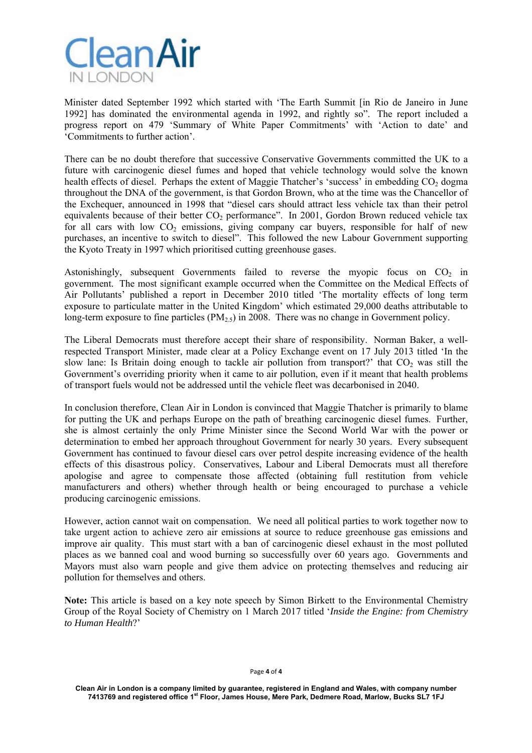Minister dated September 1992 which started with 'The Earth Summit [in Rio de Janeiro in June 1992] has dominated the environmental agenda in 1992, and rightly so". The report included a progress report on 479 'Summary of White Paper Commitments' with 'Action to date' and 'Commitments to further action'.

There can be no doubt therefore that successive Conservative Governments committed the UK to a future with carcinogenic diesel fumes and hoped that vehicle technology would solve the known health effects of diesel. Perhaps the extent of Maggie Thatcher's 'success' in embedding $CO_2$ dogma throughout the DNA of the government, is that Gordon Brown, who at the time was the Chancellor of the Exchequer, announced in 1998 that "diesel cars should attract less vehicle tax than their petrol equivalents because of their better $CO_2$ performance". In 2001, Gordon Brown reduced vehicle tax for all cars with low $CO_2$ emissions, giving company car buyers, responsible for half of new purchases, an incentive to switch to diesel". This followed the new Labour Government supporting the Kyoto Treaty in 1997 which prioritised cutting greenhouse gases.

Astonishingly, subsequent Governments failed to reverse the myopic focus on $CO_2$ in government. The most significant example occurred when the Committee on the Medical Effects of Air Pollutants' published a report in December 2010 titled 'The mortality effects of long term exposure to particulate matter in the United Kingdom' which estimated 29,000 deaths attributable to long-term exposure to fine particles ($PM_{2.5}$) in 2008. There was no change in Government policy.

The Liberal Democrats must therefore accept their share of responsibility. Norman Baker, a well-respected Transport Minister, made clear at a Policy Exchange event on 17 July 2013 titled 'In the slow lane: Is Britain doing enough to tackle air pollution from transport?' that $CO_2$ was still the Government's overriding priority when it came to air pollution, even if it meant that health problems of transport fuels would not be addressed until the vehicle fleet was decarbonised in 2040.

In conclusion therefore, Clean Air in London is convinced that Maggie Thatcher is primarily to blame for putting the UK and perhaps Europe on the path of breathing carcinogenic diesel fumes. Further, she is almost certainly the only Prime Minister since the Second World War with the power or determination to embed her approach throughout Government for nearly 30 years. Every subsequent Government has continued to favour diesel cars over petrol despite increasing evidence of the health effects of this disastrous policy. Conservatives, Labour and Liberal Democrats must all therefore apologise and agree to compensate those affected (obtaining full restitution from vehicle manufacturers and others) whether through health or being encouraged to purchase a vehicle producing carcinogenic emissions.

However, action cannot wait on compensation. We need all political parties to work together now to take urgent action to achieve zero air emissions at source to reduce greenhouse gas emissions and improve air quality. This must start with a ban of carcinogenic diesel exhaust in the most polluted places as we banned coal and wood burning so successfully over 60 years ago. Governments and Mayors must also warn people and give them advice on protecting themselves and reducing air pollution for themselves and others.

**Note:** This article is based on a key note speech by Simon Birkett to the Environmental Chemistry Group of the Royal Society of Chemistry on 1 March 2017 titled '*Inside the Engine: from Chemistry to Human Health*?'

**Clean Air in London is a company limited by guarantee, registered in England and Wales, with company number 7413769 and registered office 1st Floor, James House, Mere Park, Dedmere Road, Marlow, Bucks SL7 1FJ**